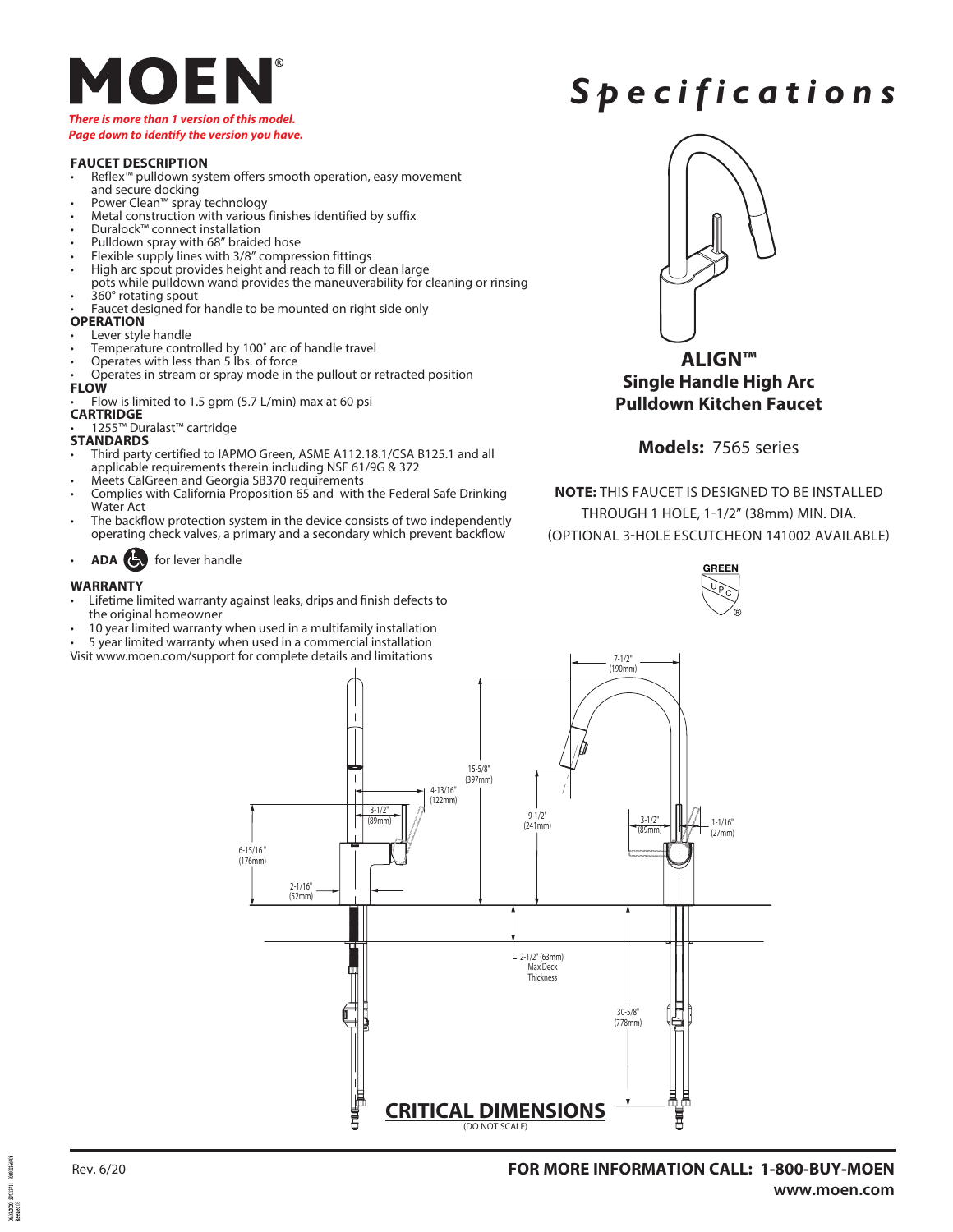# MOEN®

***There is more than 1 version of this model. Page down to identify the version you have.***

# *Specifications*

## ALIGN™
## Single Handle High Arc Pulldown Kitchen Faucet

**Models:** 7565 series

**NOTE:** THIS FAUCET IS DESIGNED TO BE INSTALLED THROUGH 1 HOLE, 1-1/2" (38mm) MIN. DIA. (OPTIONAL 3-HOLE ESCUTCHEON 141002 AVAILABLE)

GREEN UPC®

### FAUCET DESCRIPTION

- Reflex™ pulldown system offers smooth operation, easy movement and secure docking
- Power Clean™ spray technology
- Metal construction with various finishes identified by suffix
- Duralock™ connect installation
- Pulldown spray with 68" braided hose
- Flexible supply lines with 3/8" compression fittings
- High arc spout provides height and reach to fill or clean large pots while pulldown wand provides the maneuverability for cleaning or rinsing
- 360° rotating spout
- Faucet designed for handle to be mounted on right side only

### OPERATION

- Lever style handle
- Temperature controlled by 100˚ arc of handle travel
- Operates with less than 5 lbs. of force
- Operates in stream or spray mode in the pullout or retracted position

### FLOW

- Flow is limited to 1.5 gpm (5.7 L/min) max at 60 psi

### CARTRIDGE

- 1255™ Duralast™ cartridge

### STANDARDS

- Third party certified to IAPMO Green, ASME A112.18.1/CSA B125.1 and all applicable requirements therein including NSF 61/9G & 372
- Meets CalGreen and Georgia SB370 requirements
- Complies with California Proposition 65 and with the Federal Safe Drinking Water Act
- The backflow protection system in the device consists of two independently operating check valves, a primary and a secondary which prevent backflow
- **ADA** for lever handle

### WARRANTY

- Lifetime limited warranty against leaks, drips and finish defects to the original homeowner
- 10 year limited warranty when used in a multifamily installation
- 5 year limited warranty when used in a commercial installation

Visit www.moen.com/support for complete details and limitations

7-1/2" (190mm)
15-5/8" (397mm)
4-13/16" (122mm)
3-1/2" (89mm)
9-1/2" (241mm)
3-1/2" (89mm)
1-1/16" (27mm)
6-15/16" (176mm)
2-1/16" (52mm)
2-1/2" (63mm) Max Deck Thickness
30-5/8" (778mm)

## CRITICAL DIMENSIONS
(DO NOT SCALE)

Rev. 6/20

**FOR MORE INFORMATION CALL: 1-800-BUY-MOEN**
**www.moen.com**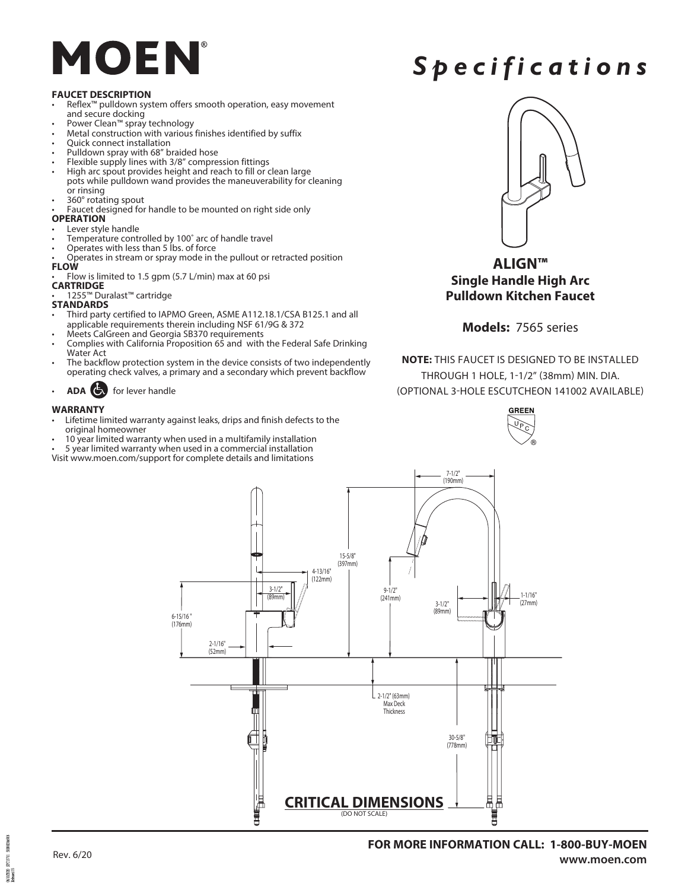# MOEN®

# *Specifications*

**FAUCET DESCRIPTION**

- Reflex™ pulldown system offers smooth operation, easy movement and secure docking
- Power Clean™ spray technology
- Metal construction with various finishes identified by suffix
- Quick connect installation
- Pulldown spray with 68" braided hose
- Flexible supply lines with 3/8" compression fittings
- High arc spout provides height and reach to fill or clean large pots while pulldown wand provides the maneuverability for cleaning or rinsing
- 360° rotating spout
- Faucet designed for handle to be mounted on right side only

**OPERATION**

- Lever style handle
- Temperature controlled by 100˚ arc of handle travel
- Operates with less than 5 lbs. of force
- Operates in stream or spray mode in the pullout or retracted position

**FLOW**

- Flow is limited to 1.5 gpm (5.7 L/min) max at 60 psi

**CARTRIDGE**

- 1255™ Duralast™ cartridge

**STANDARDS**

- Third party certified to IAPMO Green, ASME A112.18.1/CSA B125.1 and all applicable requirements therein including NSF 61/9G & 372
- Meets CalGreen and Georgia SB370 requirements
- Complies with California Proposition 65 and with the Federal Safe Drinking Water Act
- The backflow protection system in the device consists of two independently operating check valves, a primary and a secondary which prevent backflow
- **ADA** for lever handle

**WARRANTY**

- Lifetime limited warranty against leaks, drips and finish defects to the original homeowner
- 10 year limited warranty when used in a multifamily installation
- 5 year limited warranty when used in a commercial installation

Visit www.moen.com/support for complete details and limitations

## ALIGN™
## Single Handle High Arc Pulldown Kitchen Faucet

**Models:** 7565 series

**NOTE:** THIS FAUCET IS DESIGNED TO BE INSTALLED THROUGH 1 HOLE, 1-1/2" (38mm) MIN. DIA. (OPTIONAL 3-HOLE ESCUTCHEON 141002 AVAILABLE)

GREEN UPC ®

7-1/2" (190mm)

15-5/8" (397mm)

4-13/16" (122mm)

3-1/2" (89mm)

9-1/2" (241mm)

1-1/16" (27mm)

3-1/2" (89mm)

6-15/16 " (176mm)

2-1/16" (52mm)

2-1/2" (63mm) Max Deck Thickness

30-5/8" (778mm)

**CRITICAL DIMENSIONS**
(DO NOT SCALE)

Rev. 6/20

**FOR MORE INFORMATION CALL: 1-800-BUY-MOEN**
**www.moen.com**